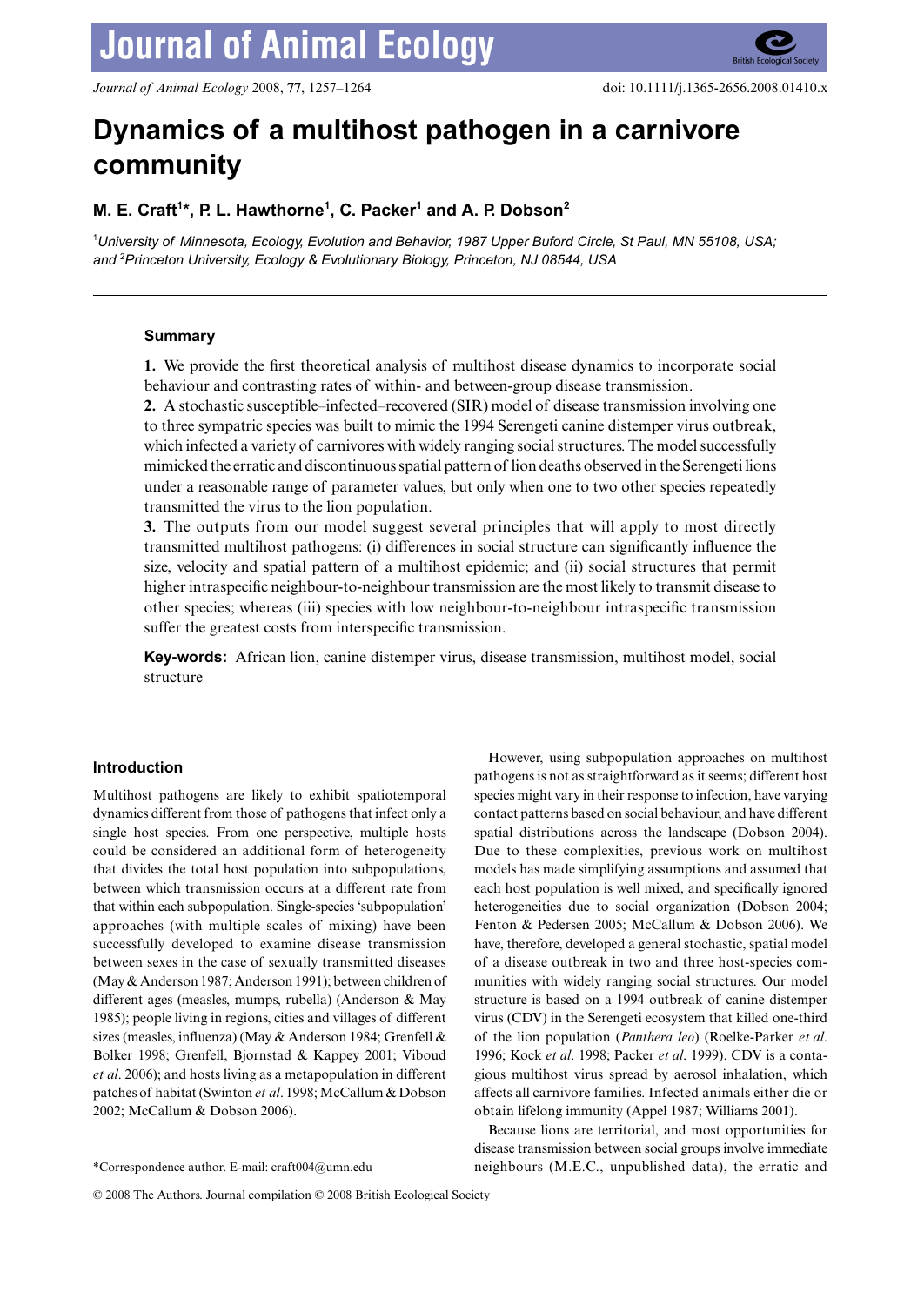# Dynamics of a multihost pathogen in a carnivore community

**M. E. Craft[1]*, P. L. Hawthorne[1], C. Packer[1] and A. P. Dobson[2]**

[1]*University of Minnesota, Ecology, Evolution and Behavior, 1987 Upper Buford Circle, St Paul, MN 55108, USA; and* [2]*Princeton University, Ecology & Evolutionary Biology, Princeton, NJ 08544, USA*

## Summary

**1.** We provide the first theoretical analysis of multihost disease dynamics to incorporate social behaviour and contrasting rates of within- and between-group disease transmission.

**2.** A stochastic susceptible–infected–recovered (SIR) model of disease transmission involving one to three sympatric species was built to mimic the 1994 Serengeti canine distemper virus outbreak, which infected a variety of carnivores with widely ranging social structures. The model successfully mimicked the erratic and discontinuous spatial pattern of lion deaths observed in the Serengeti lions under a reasonable range of parameter values, but only when one to two other species repeatedly transmitted the virus to the lion population.

**3.** The outputs from our model suggest several principles that will apply to most directly transmitted multihost pathogens: (i) differences in social structure can significantly influence the size, velocity and spatial pattern of a multihost epidemic; and (ii) social structures that permit higher intraspecific neighbour-to-neighbour transmission are the most likely to transmit disease to other species; whereas (iii) species with low neighbour-to-neighbour intraspecific transmission suffer the greatest costs from interspecific transmission.

**Key-words:** African lion, canine distemper virus, disease transmission, multihost model, social structure

## Introduction

Multihost pathogens are likely to exhibit spatiotemporal dynamics different from those of pathogens that infect only a single host species. From one perspective, multiple hosts could be considered an additional form of heterogeneity that divides the total host population into subpopulations, between which transmission occurs at a different rate from that within each subpopulation. Single-species 'subpopulation' approaches (with multiple scales of mixing) have been successfully developed to examine disease transmission between sexes in the case of sexually transmitted diseases (May & Anderson 1987; Anderson 1991); between children of different ages (measles, mumps, rubella) (Anderson & May 1985); people living in regions, cities and villages of different sizes (measles, influenza) (May & Anderson 1984; Grenfell & Bolker 1998; Grenfell, Bjornstad & Kappey 2001; Viboud *et al*. 2006); and hosts living as a metapopulation in different patches of habitat (Swinton *et al*. 1998; McCallum & Dobson 2002; McCallum & Dobson 2006).

However, using subpopulation approaches on multihost pathogens is not as straightforward as it seems; different host species might vary in their response to infection, have varying contact patterns based on social behaviour, and have different spatial distributions across the landscape (Dobson 2004). Due to these complexities, previous work on multihost models has made simplifying assumptions and assumed that each host population is well mixed, and specifically ignored heterogeneities due to social organization (Dobson 2004; Fenton & Pedersen 2005; McCallum & Dobson 2006). We have, therefore, developed a general stochastic, spatial model of a disease outbreak in two and three host-species communities with widely ranging social structures. Our model structure is based on a 1994 outbreak of canine distemper virus (CDV) in the Serengeti ecosystem that killed one-third of the lion population (*Panthera leo*) (Roelke-Parker *et al*. 1996; Kock *et al*. 1998; Packer *et al*. 1999). CDV is a contagious multihost virus spread by aerosol inhalation, which affects all carnivore families. Infected animals either die or obtain lifelong immunity (Appel 1987; Williams 2001).

Because lions are territorial, and most opportunities for disease transmission between social groups involve immediate neighbours (M.E.C., unpublished data), the erratic and

*Correspondence author. E-mail: craft004@umn.edu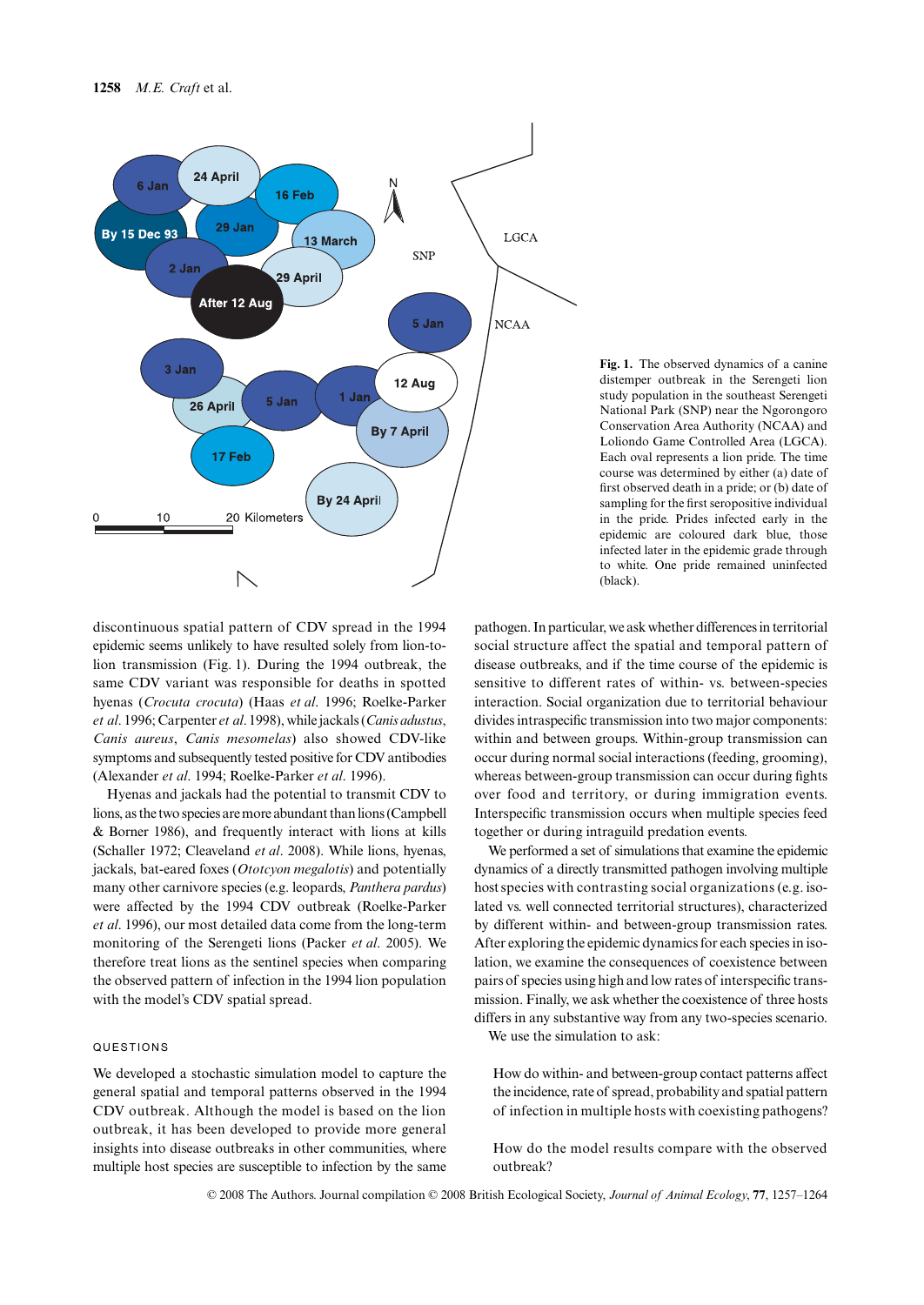**Fig. 1.** The observed dynamics of a canine distemper outbreak in the Serengeti lion study population in the southeast Serengeti National Park (SNP) near the Ngorongoro Conservation Area Authority (NCAA) and Loliondo Game Controlled Area (LGCA). Each oval represents a lion pride. The time course was determined by either (a) date of first observed death in a pride; or (b) date of sampling for the first seropositive individual in the pride. Prides infected early in the epidemic are coloured dark blue, those infected later in the epidemic grade through to white. One pride remained uninfected (black).

discontinuous spatial pattern of CDV spread in the 1994 epidemic seems unlikely to have resulted solely from lion-to-lion transmission (Fig. 1). During the 1994 outbreak, the same CDV variant was responsible for deaths in spotted hyenas (*Crocuta crocuta*) (Haas *et al*. 1996; Roelke-Parker *et al*. 1996; Carpenter *et al*. 1998), while jackals (*Canis adustus*, *Canis aureus*, *Canis mesomelas*) also showed CDV-like symptoms and subsequently tested positive for CDV antibodies (Alexander *et al*. 1994; Roelke-Parker *et al*. 1996).

Hyenas and jackals had the potential to transmit CDV to lions, as the two species are more abundant than lions (Campbell & Borner 1986), and frequently interact with lions at kills (Schaller 1972; Cleaveland *et al*. 2008). While lions, hyenas, jackals, bat-eared foxes (*Otocyon megalotis*) and potentially many other carnivore species (e.g. leopards, *Panthera pardus*) were affected by the 1994 CDV outbreak (Roelke-Parker *et al*. 1996), our most detailed data come from the long-term monitoring of the Serengeti lions (Packer *et al*. 2005). We therefore treat lions as the sentinel species when comparing the observed pattern of infection in the 1994 lion population with the model's CDV spatial spread.

## QUESTIONS

We developed a stochastic simulation model to capture the general spatial and temporal patterns observed in the 1994 CDV outbreak. Although the model is based on the lion outbreak, it has been developed to provide more general insights into disease outbreaks in other communities, where multiple host species are susceptible to infection by the same pathogen. In particular, we ask whether differences in territorial social structure affect the spatial and temporal pattern of disease outbreaks, and if the time course of the epidemic is sensitive to different rates of within- vs. between-species interaction. Social organization due to territorial behaviour divides intraspecific transmission into two major components: within and between groups. Within-group transmission can occur during normal social interactions (feeding, grooming), whereas between-group transmission can occur during fights over food and territory, or during immigration events. Interspecific transmission occurs when multiple species feed together or during intraguild predation events.

We performed a set of simulations that examine the epidemic dynamics of a directly transmitted pathogen involving multiple host species with contrasting social organizations (e.g. isolated vs. well connected territorial structures), characterized by different within- and between-group transmission rates. After exploring the epidemic dynamics for each species in isolation, we examine the consequences of coexistence between pairs of species using high and low rates of interspecific transmission. Finally, we ask whether the coexistence of three hosts differs in any substantive way from any two-species scenario. We use the simulation to ask:

> How do within- and between-group contact patterns affect the incidence, rate of spread, probability and spatial pattern of infection in multiple hosts with coexisting pathogens?

> How do the model results compare with the observed outbreak?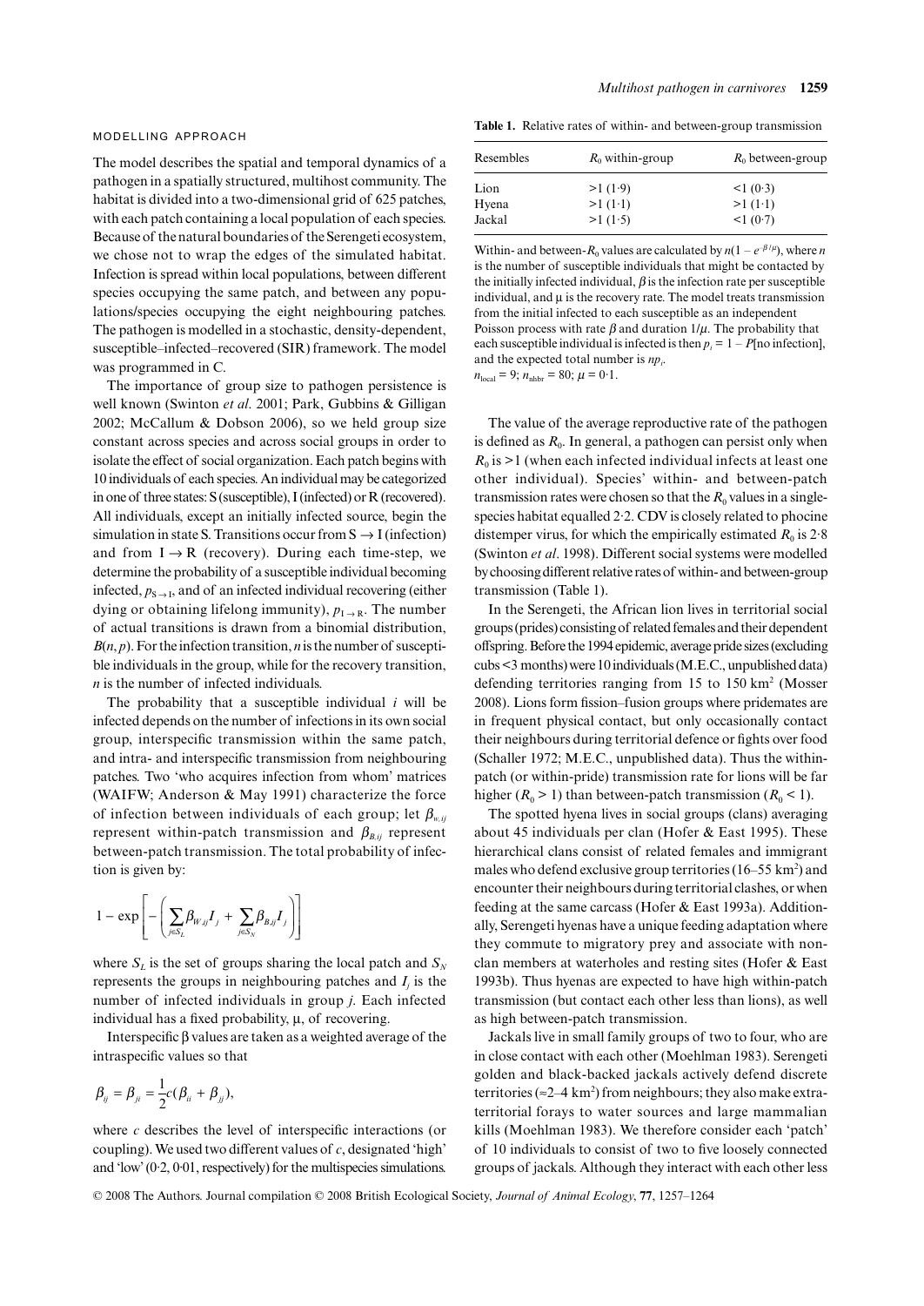## MODELLING APPROACH

The model describes the spatial and temporal dynamics of a pathogen in a spatially structured, multihost community. The habitat is divided into a two-dimensional grid of 625 patches, with each patch containing a local population of each species. Because of the natural boundaries of the Serengeti ecosystem, we chose not to wrap the edges of the simulated habitat. Infection is spread within local populations, between different species occupying the same patch, and between any populations/species occupying the eight neighbouring patches. The pathogen is modelled in a stochastic, density-dependent, susceptible–infected–recovered (SIR) framework. The model was programmed in C.

The importance of group size to pathogen persistence is well known (Swinton *et al*. 2001; Park, Gubbins & Gilligan 2002; McCallum & Dobson 2006), so we held group size constant across species and across social groups in order to isolate the effect of social organization. Each patch begins with 10 individuals of each species. An individual may be categorized in one of three states: S (susceptible), I (infected) or R (recovered). All individuals, except an initially infected source, begin the simulation in state S. Transitions occur from S → I (infection) and from I → R (recovery). During each time-step, we determine the probability of a susceptible individual becoming infected, $p_{S\rightarrow I}$, and of an infected individual recovering (either dying or obtaining lifelong immunity), $p_{I\rightarrow R}$. The number of actual transitions is drawn from a binomial distribution, $B(n, p)$. For the infection transition, $n$ is the number of susceptible individuals in the group, while for the recovery transition, $n$ is the number of infected individuals.

The probability that a susceptible individual $i$ will be infected depends on the number of infections in its own social group, interspecific transmission within the same patch, and intra- and interspecific transmission from neighbouring patches. Two 'who acquires infection from whom' matrices (WAIFW; Anderson & May 1991) characterize the force of infection between individuals of each group; let $\beta_{w,ij}$ represent within-patch transmission and $\beta_{B,ij}$ represent between-patch transmission. The total probability of infection is given by:

$$1 - \exp\left[-\left(\sum_{j\in S_L}\beta_{W,ij}I_j + \sum_{j\in S_N}\beta_{B,ij}I_j\right)\right]$$

where $S_L$ is the set of groups sharing the local patch and $S_N$ represents the groups in neighbouring patches and $I_j$ is the number of infected individuals in group $j$. Each infected individual has a fixed probability, μ, of recovering.

Interspecific β values are taken as a weighted average of the intraspecific values so that

$$\beta_{ij} = \beta_{ji} = \frac{1}{2}c(\beta_{ii} + \beta_{jj}),$$

where $c$ describes the level of interspecific interactions (or coupling). We used two different values of $c$, designated 'high' and 'low' (0·2, 0·01, respectively) for the multispecies simulations.

**Table 1.** Relative rates of within- and between-group transmission

| Resembles | $R_0$ within-group | $R_0$ between-group |
|---|---|---|
| Lion | >1 (1·9) | <1 (0·3) |
| Hyena | >1 (1·1) | >1 (1·1) |
| Jackal | >1 (1·5) | <1 (0·7) |

Within- and between-$R_0$ values are calculated by $n(1 - e^{-\beta/\mu})$, where $n$ is the number of susceptible individuals that might be contacted by the initially infected individual, $\beta$ is the infection rate per susceptible individual, and μ is the recovery rate. The model treats transmission from the initial infected to each susceptible as an independent Poisson process with rate $\beta$ and duration $1/\mu$. The probability that each susceptible individual is infected is then $p_i = 1 - P$[no infection], and the expected total number is $np_i$.
$n_{local} = 9$; $n_{nhbr} = 80$; $\mu = 0{\cdot}1$.

The value of the average reproductive rate of the pathogen is defined as $R_0$. In general, a pathogen can persist only when $R_0$ is >1 (when each infected individual infects at least one other individual). Species' within- and between-patch transmission rates were chosen so that the $R_0$ values in a single-species habitat equalled 2·2. CDV is closely related to phocine distemper virus, for which the empirically estimated $R_0$ is 2·8 (Swinton *et al*. 1998). Different social systems were modelled by choosing different relative rates of within- and between-group transmission (Table 1).

In the Serengeti, the African lion lives in territorial social groups (prides) consisting of related females and their dependent offspring. Before the 1994 epidemic, average pride sizes (excluding cubs <3 months) were 10 individuals (M.E.C., unpublished data) defending territories ranging from 15 to 150 km² (Mosser 2008). Lions form fission–fusion groups where pridemates are in frequent physical contact, but only occasionally contact their neighbours during territorial defence or fights over food (Schaller 1972; M.E.C., unpublished data). Thus the within-patch (or within-pride) transmission rate for lions will be far higher ($R_0$ > 1) than between-patch transmission ($R_0$ < 1).

The spotted hyena lives in social groups (clans) averaging about 45 individuals per clan (Hofer & East 1995). These hierarchical clans consist of related females and immigrant males who defend exclusive group territories (16–55 km²) and encounter their neighbours during territorial clashes, or when feeding at the same carcass (Hofer & East 1993a). Additionally, Serengeti hyenas have a unique feeding adaptation where they commute to migratory prey and associate with non-clan members at waterholes and resting sites (Hofer & East 1993b). Thus hyenas are expected to have high within-patch transmission (but contact each other less than lions), as well as high between-patch transmission.

Jackals live in small family groups of two to four, who are in close contact with each other (Moehlman 1983). Serengeti golden and black-backed jackals actively defend discrete territories (≈2–4 km²) from neighbours; they also make extra-territorial forays to water sources and large mammalian kills (Moehlman 1983). We therefore consider each 'patch' of 10 individuals to consist of two to five loosely connected groups of jackals. Although they interact with each other less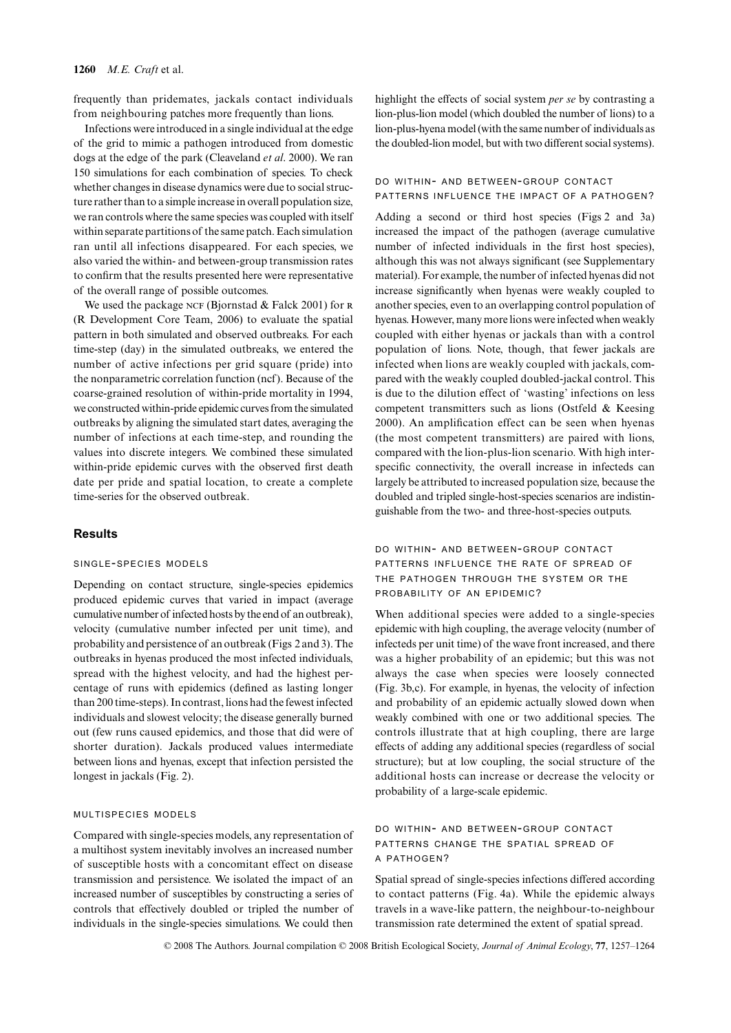frequently than pridemates, jackals contact individuals from neighbouring patches more frequently than lions.

Infections were introduced in a single individual at the edge of the grid to mimic a pathogen introduced from domestic dogs at the edge of the park (Cleaveland *et al*. 2000). We ran 150 simulations for each combination of species. To check whether changes in disease dynamics were due to social structure rather than to a simple increase in overall population size, we ran controls where the same species was coupled with itself within separate partitions of the same patch. Each simulation ran until all infections disappeared. For each species, we also varied the within- and between-group transmission rates to confirm that the results presented here were representative of the overall range of possible outcomes.

We used the package NCF (Bjornstad & Falck 2001) for R (R Development Core Team, 2006) to evaluate the spatial pattern in both simulated and observed outbreaks. For each time-step (day) in the simulated outbreaks, we entered the number of active infections per grid square (pride) into the nonparametric correlation function (ncf). Because of the coarse-grained resolution of within-pride mortality in 1994, we constructed within-pride epidemic curves from the simulated outbreaks by aligning the simulated start dates, averaging the number of infections at each time-step, and rounding the values into discrete integers. We combined these simulated within-pride epidemic curves with the observed first death date per pride and spatial location, to create a complete time-series for the observed outbreak.

## Results

### SINGLE-SPECIES MODELS

Depending on contact structure, single-species epidemics produced epidemic curves that varied in impact (average cumulative number of infected hosts by the end of an outbreak), velocity (cumulative number infected per unit time), and probability and persistence of an outbreak (Figs 2 and 3). The outbreaks in hyenas produced the most infected individuals, spread with the highest velocity, and had the highest percentage of runs with epidemics (defined as lasting longer than 200 time-steps). In contrast, lions had the fewest infected individuals and slowest velocity; the disease generally burned out (few runs caused epidemics, and those that did were of shorter duration). Jackals produced values intermediate between lions and hyenas, except that infection persisted the longest in jackals (Fig. 2).

### MULTISPECIES MODELS

Compared with single-species models, any representation of a multihost system inevitably involves an increased number of susceptible hosts with a concomitant effect on disease transmission and persistence. We isolated the impact of an increased number of susceptibles by constructing a series of controls that effectively doubled or tripled the number of individuals in the single-species simulations. We could then highlight the effects of social system *per se* by contrasting a lion-plus-lion model (which doubled the number of lions) to a lion-plus-hyena model (with the same number of individuals as the doubled-lion model, but with two different social systems).

### DO WITHIN- AND BETWEEN-GROUP CONTACT PATTERNS INFLUENCE THE IMPACT OF A PATHOGEN?

Adding a second or third host species (Figs 2 and 3a) increased the impact of the pathogen (average cumulative number of infected individuals in the first host species), although this was not always significant (see Supplementary material). For example, the number of infected hyenas did not increase significantly when hyenas were weakly coupled to another species, even to an overlapping control population of hyenas. However, many more lions were infected when weakly coupled with either hyenas or jackals than with a control population of lions. Note, though, that fewer jackals are infected when lions are weakly coupled with jackals, compared with the weakly coupled doubled-jackal control. This is due to the dilution effect of 'wasting' infections on less competent transmitters such as lions (Ostfeld & Keesing 2000). An amplification effect can be seen when hyenas (the most competent transmitters) are paired with lions, compared with the lion-plus-lion scenario. With high interspecific connectivity, the overall increase in infecteds can largely be attributed to increased population size, because the doubled and tripled single-host-species scenarios are indistinguishable from the two- and three-host-species outputs.

### DO WITHIN- AND BETWEEN-GROUP CONTACT PATTERNS INFLUENCE THE RATE OF SPREAD OF THE PATHOGEN THROUGH THE SYSTEM OR THE PROBABILITY OF AN EPIDEMIC?

When additional species were added to a single-species epidemic with high coupling, the average velocity (number of infecteds per unit time) of the wave front increased, and there was a higher probability of an epidemic; but this was not always the case when species were loosely connected (Fig. 3b,c). For example, in hyenas, the velocity of infection and probability of an epidemic actually slowed down when weakly combined with one or two additional species. The controls illustrate that at high coupling, there are large effects of adding any additional species (regardless of social structure); but at low coupling, the social structure of the additional hosts can increase or decrease the velocity or probability of a large-scale epidemic.

### DO WITHIN- AND BETWEEN-GROUP CONTACT PATTERNS CHANGE THE SPATIAL SPREAD OF A PATHOGEN?

Spatial spread of single-species infections differed according to contact patterns (Fig. 4a). While the epidemic always travels in a wave-like pattern, the neighbour-to-neighbour transmission rate determined the extent of spatial spread.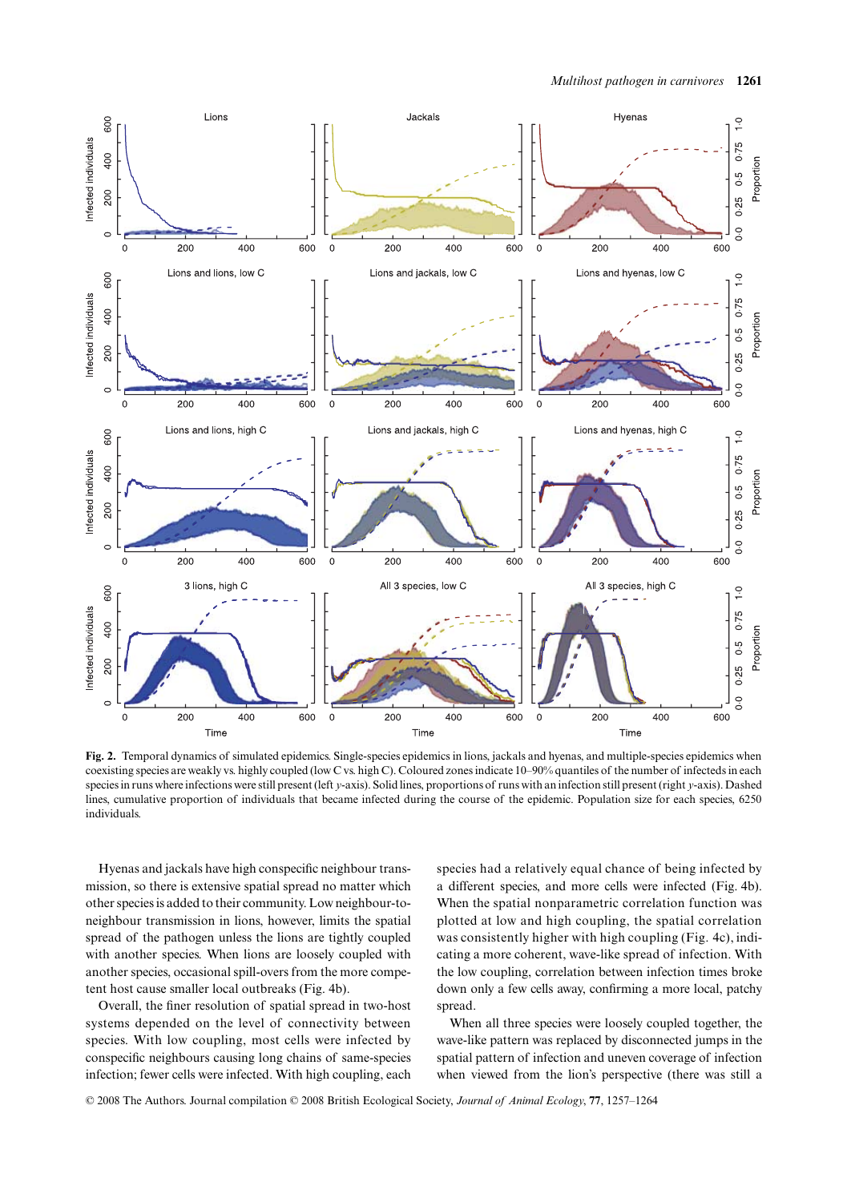**Fig. 2.** Temporal dynamics of simulated epidemics. Single-species epidemics in lions, jackals and hyenas, and multiple-species epidemics when coexisting species are weakly vs. highly coupled (low C vs. high C). Coloured zones indicate 10–90% quantiles of the number of infecteds in each species in runs where infections were still present (left *y*-axis). Solid lines, proportions of runs with an infection still present (right *y*-axis). Dashed lines, cumulative proportion of individuals that became infected during the course of the epidemic. Population size for each species, 6250 individuals.

Hyenas and jackals have high conspecific neighbour transmission, so there is extensive spatial spread no matter which other species is added to their community. Low neighbour-to-neighbour transmission in lions, however, limits the spatial spread of the pathogen unless the lions are tightly coupled with another species. When lions are loosely coupled with another species, occasional spill-overs from the more competent host cause smaller local outbreaks (Fig. 4b).

Overall, the finer resolution of spatial spread in two-host systems depended on the level of connectivity between species. With low coupling, most cells were infected by conspecific neighbours causing long chains of same-species infection; fewer cells were infected. With high coupling, each species had a relatively equal chance of being infected by a different species, and more cells were infected (Fig. 4b). When the spatial nonparametric correlation function was plotted at low and high coupling, the spatial correlation was consistently higher with high coupling (Fig. 4c), indicating a more coherent, wave-like spread of infection. With the low coupling, correlation between infection times broke down only a few cells away, confirming a more local, patchy spread.

When all three species were loosely coupled together, the wave-like pattern was replaced by disconnected jumps in the spatial pattern of infection and uneven coverage of infection when viewed from the lion's perspective (there was still a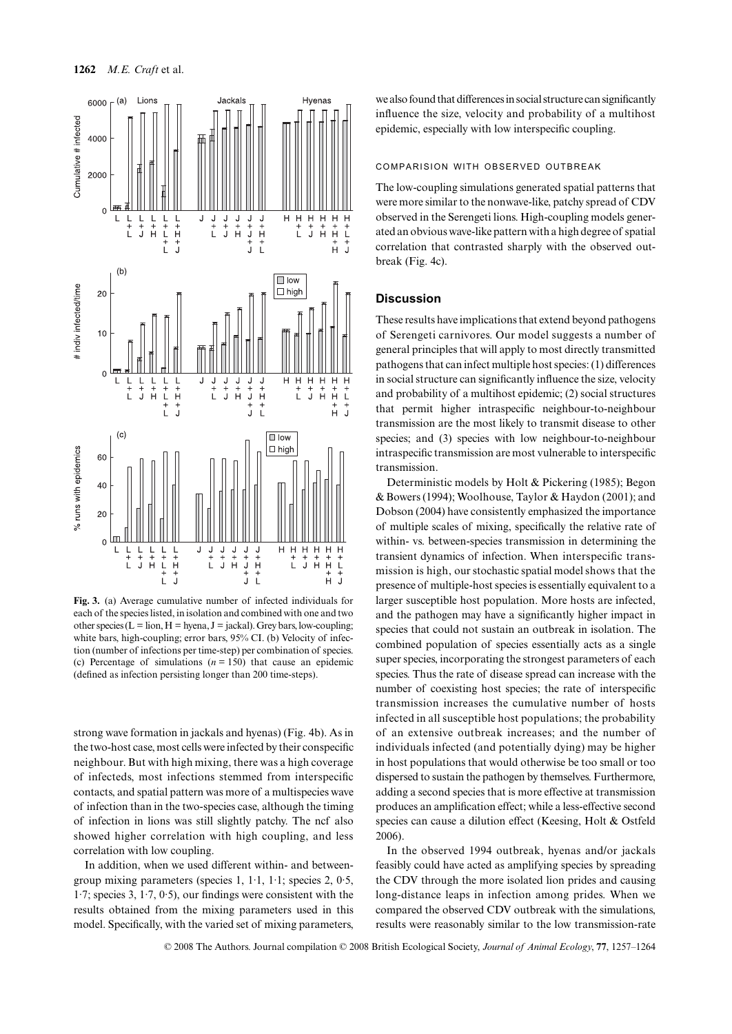**Fig. 3.** (a) Average cumulative number of infected individuals for each of the species listed, in isolation and combined with one and two other species (L = lion, H = hyena, J = jackal). Grey bars, low-coupling; white bars, high-coupling; error bars, 95% CI. (b) Velocity of infection (number of infections per time-step) per combination of species. (c) Percentage of simulations ($n = 150$) that cause an epidemic (defined as infection persisting longer than 200 time-steps).

strong wave formation in jackals and hyenas) (Fig. 4b). As in the two-host case, most cells were infected by their conspecific neighbour. But with high mixing, there was a high coverage of infecteds, most infections stemmed from interspecific contacts, and spatial pattern was more of a multispecies wave of infection than in the two-species case, although the timing of infection in lions was still slightly patchy. The ncf also showed higher correlation with high coupling, and less correlation with low coupling.

In addition, when we used different within- and between-group mixing parameters (species 1, 1·1, 1·1; species 2, 0·5, 1·7; species 3, 1·7, 0·5), our findings were consistent with the results obtained from the mixing parameters used in this model. Specifically, with the varied set of mixing parameters, we also found that differences in social structure can significantly influence the size, velocity and probability of a multihost epidemic, especially with low interspecific coupling.

### COMPARISION WITH OBSERVED OUTBREAK

The low-coupling simulations generated spatial patterns that were more similar to the nonwave-like, patchy spread of CDV observed in the Serengeti lions. High-coupling models generated an obvious wave-like pattern with a high degree of spatial correlation that contrasted sharply with the observed outbreak (Fig. 4c).

## Discussion

These results have implications that extend beyond pathogens of Serengeti carnivores. Our model suggests a number of general principles that will apply to most directly transmitted pathogens that can infect multiple host species: (1) differences in social structure can significantly influence the size, velocity and probability of a multihost epidemic; (2) social structures that permit higher intraspecific neighbour-to-neighbour transmission are the most likely to transmit disease to other species; and (3) species with low neighbour-to-neighbour intraspecific transmission are most vulnerable to interspecific transmission.

Deterministic models by Holt & Pickering (1985); Begon & Bowers (1994); Woolhouse, Taylor & Haydon (2001); and Dobson (2004) have consistently emphasized the importance of multiple scales of mixing, specifically the relative rate of within- vs. between-species transmission in determining the transient dynamics of infection. When interspecific transmission is high, our stochastic spatial model shows that the presence of multiple-host species is essentially equivalent to a larger susceptible host population. More hosts are infected, and the pathogen may have a significantly higher impact in species that could not sustain an outbreak in isolation. The combined population of species essentially acts as a single super species, incorporating the strongest parameters of each species. Thus the rate of disease spread can increase with the number of coexisting host species; the rate of interspecific transmission increases the cumulative number of hosts infected in all susceptible host populations; the probability of an extensive outbreak increases; and the number of individuals infected (and potentially dying) may be higher in host populations that would otherwise be too small or too dispersed to sustain the pathogen by themselves. Furthermore, adding a second species that is more effective at transmission produces an amplification effect; while a less-effective second species can cause a dilution effect (Keesing, Holt & Ostfeld 2006).

In the observed 1994 outbreak, hyenas and/or jackals feasibly could have acted as amplifying species by spreading the CDV through the more isolated lion prides and causing long-distance leaps in infection among prides. When we compared the observed CDV outbreak with the simulations, results were reasonably similar to the low transmission-rate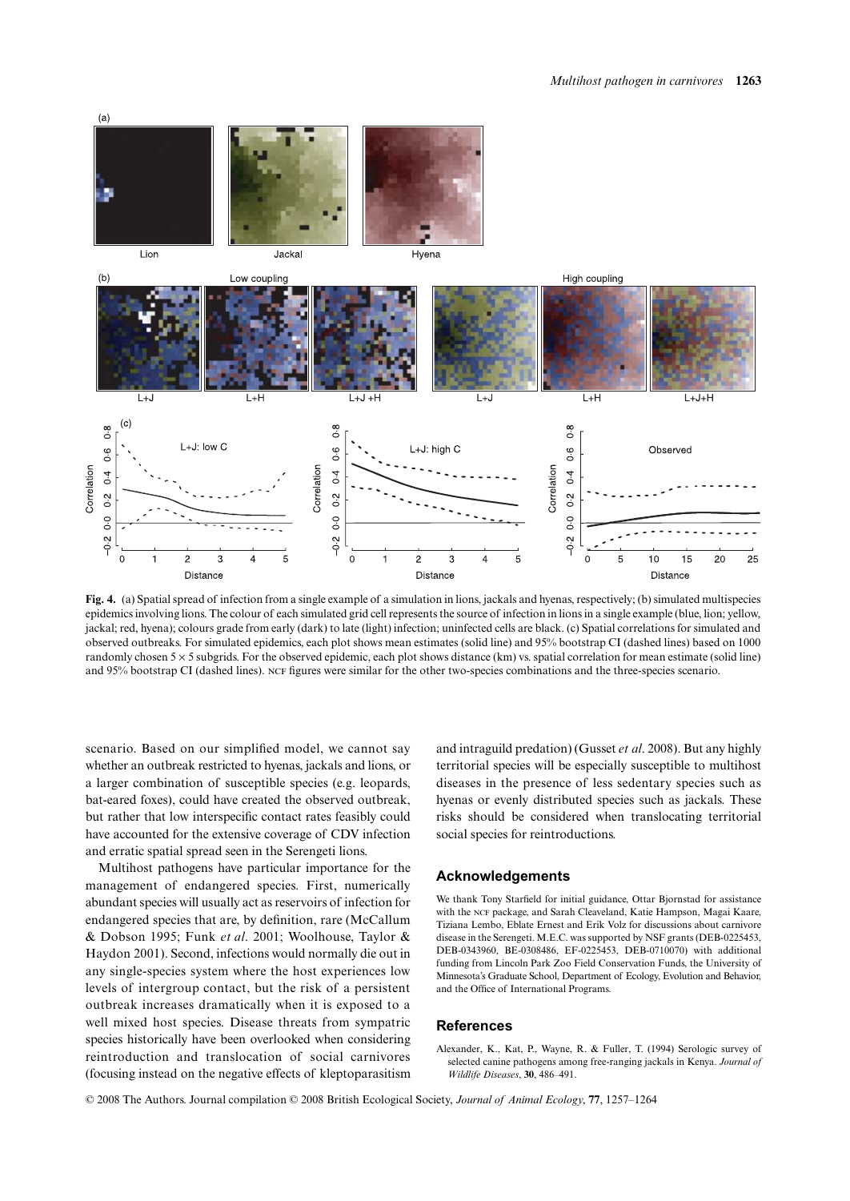(a)

Lion

Jackal

Hyena

(b)

Low coupling

High coupling

L+J

L+H

L+J +H

L+J

L+H

L+J+H

(c)

L+J: low C

L+J: high C

Observed

Correlation

Distance

**Fig. 4.** (a) Spatial spread of infection from a single example of a simulation in lions, jackals and hyenas, respectively; (b) simulated multispecies epidemics involving lions. The colour of each simulated grid cell represents the source of infection in lions in a single example (blue, lion; yellow, jackal; red, hyena); colours grade from early (dark) to late (light) infection; uninfected cells are black. (c) Spatial correlations for simulated and observed outbreaks. For simulated epidemics, each plot shows mean estimates (solid line) and 95% bootstrap CI (dashed lines) based on 1000 randomly chosen 5 × 5 subgrids. For the observed epidemic, each plot shows distance (km) vs. spatial correlation for mean estimate (solid line) and 95% bootstrap CI (dashed lines). NCF figures were similar for the other two-species combinations and the three-species scenario.

scenario. Based on our simplified model, we cannot say whether an outbreak restricted to hyenas, jackals and lions, or a larger combination of susceptible species (e.g. leopards, bat-eared foxes), could have created the observed outbreak, but rather that low interspecific contact rates feasibly could have accounted for the extensive coverage of CDV infection and erratic spatial spread seen in the Serengeti lions.

Multihost pathogens have particular importance for the management of endangered species. First, numerically abundant species will usually act as reservoirs of infection for endangered species that are, by definition, rare (McCallum & Dobson 1995; Funk *et al*. 2001; Woolhouse, Taylor & Haydon 2001). Second, infections would normally die out in any single-species system where the host experiences low levels of intergroup contact, but the risk of a persistent outbreak increases dramatically when it is exposed to a well mixed host species. Disease threats from sympatric species historically have been overlooked when considering reintroduction and translocation of social carnivores (focusing instead on the negative effects of kleptoparasitism and intraguild predation) (Gusset *et al*. 2008). But any highly territorial species will be especially susceptible to multihost diseases in the presence of less sedentary species such as hyenas or evenly distributed species such as jackals. These risks should be considered when translocating territorial social species for reintroductions.

## Acknowledgements

We thank Tony Starfield for initial guidance, Ottar Bjornstad for assistance with the NCF package, and Sarah Cleaveland, Katie Hampson, Magai Kaare, Tiziana Lembo, Eblate Ernest and Erik Volz for discussions about carnivore disease in the Serengeti. M.E.C. was supported by NSF grants (DEB-0225453, DEB-0343960, BE-0308486, EF-0225453, DEB-0710070) with additional funding from Lincoln Park Zoo Field Conservation Funds, the University of Minnesota's Graduate School, Department of Ecology, Evolution and Behavior, and the Office of International Programs.

## References

Alexander, K., Kat, P., Wayne, R. & Fuller, T. (1994) Serologic survey of selected canine pathogens among free-ranging jackals in Kenya. *Journal of Wildlife Diseases*, **30**, 486–491.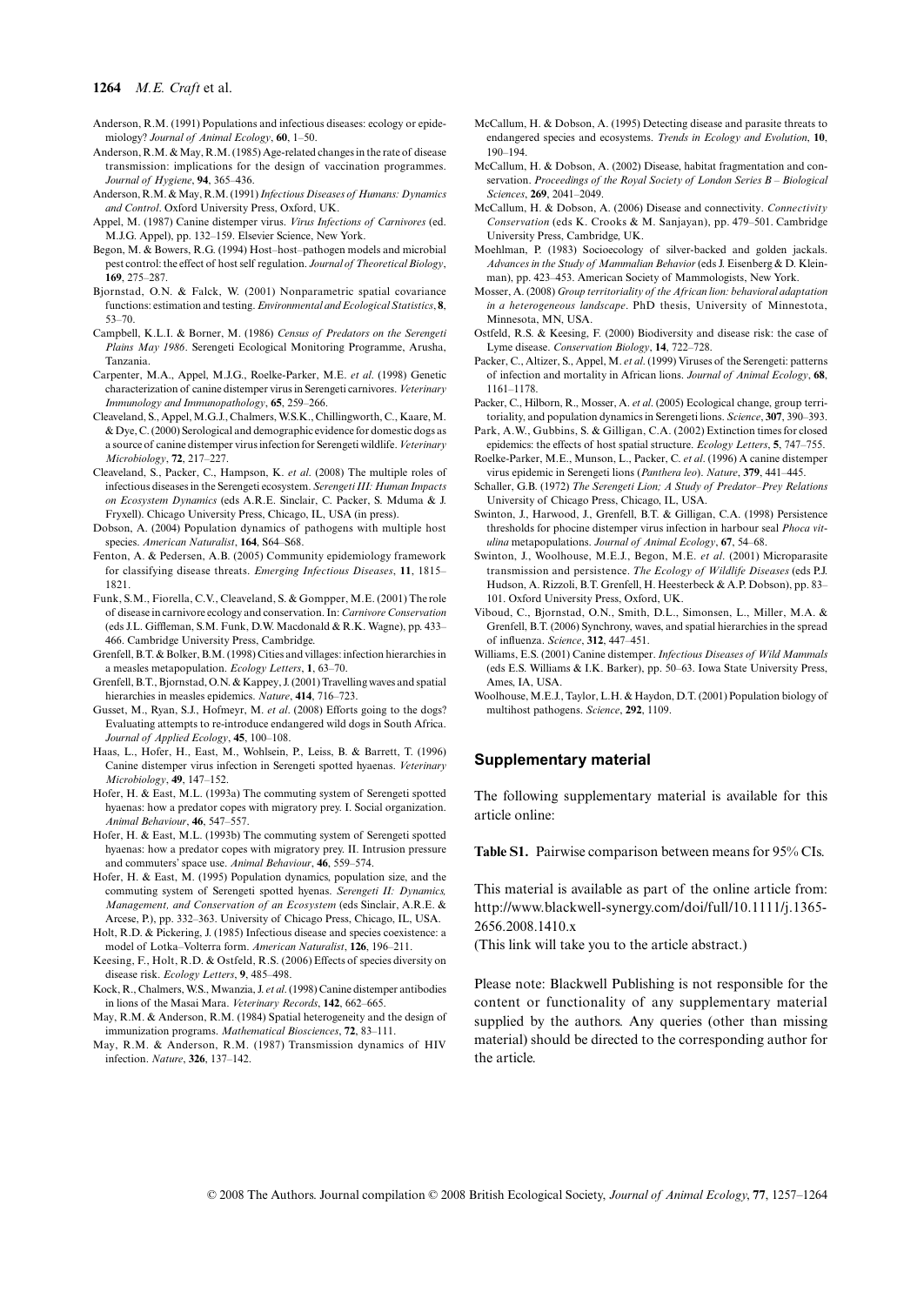Anderson, R.M. (1991) Populations and infectious diseases: ecology or epidemiology? *Journal of Animal Ecology*, **60**, 1–50.

Anderson, R.M. & May, R.M. (1985) Age-related changes in the rate of disease transmission: implications for the design of vaccination programmes. *Journal of Hygiene*, **94**, 365–436.

Anderson, R.M. & May, R.M. (1991) *Infectious Diseases of Humans: Dynamics and Control*. Oxford University Press, Oxford, UK.

Appel, M. (1987) Canine distemper virus. *Virus Infections of Carnivores* (ed. M.J.G. Appel), pp. 132–159. Elsevier Science, New York.

Begon, M. & Bowers, R.G. (1994) Host–host–pathogen models and microbial pest control: the effect of host self regulation. *Journal of Theoretical Biology*, **169**, 275–287.

Bjornstad, O.N. & Falck, W. (2001) Nonparametric spatial covariance functions: estimation and testing. *Environmental and Ecological Statistics*, **8**, 53–70.

Campbell, K.L.I. & Borner, M. (1986) *Census of Predators on the Serengeti Plains May 1986*. Serengeti Ecological Monitoring Programme, Arusha, Tanzania.

Carpenter, M.A., Appel, M.J.G., Roelke-Parker, M.E. *et al.* (1998) Genetic characterization of canine distemper virus in Serengeti carnivores. *Veterinary Immunology and Immunopathology*, **65**, 259–266.

Cleaveland, S., Appel, M.G.J., Chalmers, W.S.K., Chillingworth, C., Kaare, M. & Dye, C. (2000) Serological and demographic evidence for domestic dogs as a source of canine distemper virus infection for Serengeti wildlife. *Veterinary Microbiology*, **72**, 217–227.

Cleaveland, S., Packer, C., Hampson, K. *et al.* (2008) The multiple roles of infectious diseases in the Serengeti ecosystem. *Serengeti III: Human Impacts on Ecosystem Dynamics* (eds A.R.E. Sinclair, C. Packer, S. Mduma & J. Fryxell). Chicago University Press, Chicago, IL, USA (in press).

Dobson, A. (2004) Population dynamics of pathogens with multiple host species. *American Naturalist*, **164**, S64–S68.

Fenton, A. & Pedersen, A.B. (2005) Community epidemiology framework for classifying disease threats. *Emerging Infectious Diseases*, **11**, 1815–1821.

Funk, S.M., Fiorella, C.V., Cleaveland, S. & Gompper, M.E. (2001) The role of disease in carnivore ecology and conservation. In: *Carnivore Conservation* (eds J.L. Giffleman, S.M. Funk, D.W. Macdonald & R.K. Wagne), pp. 433–466. Cambridge University Press, Cambridge.

Grenfell, B.T. & Bolker, B.M. (1998) Cities and villages: infection hierarchies in a measles metapopulation. *Ecology Letters*, **1**, 63–70.

Grenfell, B.T., Bjornstad, O.N. & Kappey, J. (2001) Travelling waves and spatial hierarchies in measles epidemics. *Nature*, **414**, 716–723.

Gusset, M., Ryan, S.J., Hofmeyr, M. *et al.* (2008) Efforts going to the dogs? Evaluating attempts to re-introduce endangered wild dogs in South Africa. *Journal of Applied Ecology*, **45**, 100–108.

Haas, L., Hofer, H., East, M., Wohlsein, P., Leiss, B. & Barrett, T. (1996) Canine distemper virus infection in Serengeti spotted hyaenas. *Veterinary Microbiology*, **49**, 147–152.

Hofer, H. & East, M.L. (1993a) The commuting system of Serengeti spotted hyaenas: how a predator copes with migratory prey. I. Social organization. *Animal Behaviour*, **46**, 547–557.

Hofer, H. & East, M.L. (1993b) The commuting system of Serengeti spotted hyaenas: how a predator copes with migratory prey. II. Intrusion pressure and commuters' space use. *Animal Behaviour*, **46**, 559–574.

Hofer, H. & East, M.L. (1995) Population dynamics, population size, and the commuting system of Serengeti spotted hyenas. *Serengeti II: Dynamics, Management, and Conservation of an Ecosystem* (eds Sinclair, A.R.E. & Arcese, P.), pp. 332–363. University of Chicago Press, Chicago, IL, USA.

Holt, R.D. & Pickering, J. (1985) Infectious disease and species coexistence: a model of Lotka–Volterra form. *American Naturalist*, **126**, 196–211.

Keesing, F., Holt, R.D. & Ostfeld, R.S. (2006) Effects of species diversity on disease risk. *Ecology Letters*, **9**, 485–498.

Kock, R., Chalmers, W.S., Mwanzia, J. *et al.* (1998) Canine distemper antibodies in lions of the Masai Mara. *Veterinary Records*, **142**, 662–665.

May, R.M. & Anderson, R.M. (1984) Spatial heterogeneity and the design of immunization programs. *Mathematical Biosciences*, **72**, 83–111.

May, R.M. & Anderson, R.M. (1987) Transmission dynamics of HIV infection. *Nature*, **326**, 137–142.

McCallum, H. & Dobson, A. (1995) Detecting disease and parasite threats to endangered species and ecosystems. *Trends in Ecology and Evolution*, **10**, 190–194.

McCallum, H. & Dobson, A. (2002) Disease, habitat fragmentation and conservation. *Proceedings of the Royal Society of London Series B – Biological Sciences*, **269**, 2041–2049.

McCallum, H. & Dobson, A. (2006) Disease and connectivity. *Connectivity Conservation* (eds K. Crooks & M. Sanjayan), pp. 479–501. Cambridge University Press, Cambridge, UK.

Moehlman, P. (1983) Socioecology of silver-backed and golden jackals. *Advances in the Study of Mammalian Behavior* (eds J. Eisenberg & D. Kleinman), pp. 423–453. American Society of Mammologists, New York.

Mosser, A. (2008) *Group territoriality of the African lion: behavioral adaptation in a heterogeneous landscape*. PhD thesis, University of Minnestota, Minnesota, MN, USA.

Ostfeld, R.S. & Keesing, F. (2000) Biodiversity and disease risk: the case of Lyme disease. *Conservation Biology*, **14**, 722–728.

Packer, C., Altizer, S., Appel, M. *et al.* (1999) Viruses of the Serengeti: patterns of infection and mortality in African lions. *Journal of Animal Ecology*, **68**, 1161–1178.

Packer, C., Hilborn, R., Mosser, A. *et al.* (2005) Ecological change, group territoriality, and population dynamics in Serengeti lions. *Science*, **307**, 390–393.

Park, A.W., Gubbins, S. & Gilligan, C.A. (2002) Extinction times for closed epidemics: the effects of host spatial structure. *Ecology Letters*, **5**, 747–755.

Roelke-Parker, M.E., Munson, L., Packer, C. *et al.* (1996) A canine distemper virus epidemic in Serengeti lions (*Panthera leo*). *Nature*, **379**, 441–445.

Schaller, G.B. (1972) *The Serengeti Lion; A Study of Predator–Prey Relations* University of Chicago Press, Chicago, IL, USA.

Swinton, J., Harwood, J., Grenfell, B.T. & Gilligan, C.A. (1998) Persistence thresholds for phocine distemper virus infection in harbour seal *Phoca vitulina* metapopulations. *Journal of Animal Ecology*, **67**, 54–68.

Swinton, J., Woolhouse, M.E.J., Begon, M.E. *et al.* (2001) Microparasite transmission and persistence. *The Ecology of Wildlife Diseases* (eds P.J. Hudson, A. Rizzoli, B.T. Grenfell, H. Heesterbeck & A.P. Dobson), pp. 83–101. Oxford University Press, Oxford, UK.

Viboud, C., Bjornstad, O.N., Smith, D.L., Simonsen, L., Miller, M.A. & Grenfell, B.T. (2006) Synchrony, waves, and spatial hierarchies in the spread of influenza. *Science*, **312**, 447–451.

Williams, E.S. (2001) Canine distemper. *Infectious Diseases of Wild Mammals* (eds E.S. Williams & I.K. Barker), pp. 50–63. Iowa State University Press, Ames, IA, USA.

Woolhouse, M.E.J., Taylor, L.H. & Haydon, D.T. (2001) Population biology of multihost pathogens. *Science*, **292**, 1109.

## Supplementary material

The following supplementary material is available for this article online:

**Table S1.** Pairwise comparison between means for 95% CIs.

This material is available as part of the online article from: http://www.blackwell-synergy.com/doi/full/10.1111/j.1365-2656.2008.1410.x
(This link will take you to the article abstract.)

Please note: Blackwell Publishing is not responsible for the content or functionality of any supplementary material supplied by the authors. Any queries (other than missing material) should be directed to the corresponding author for the article.